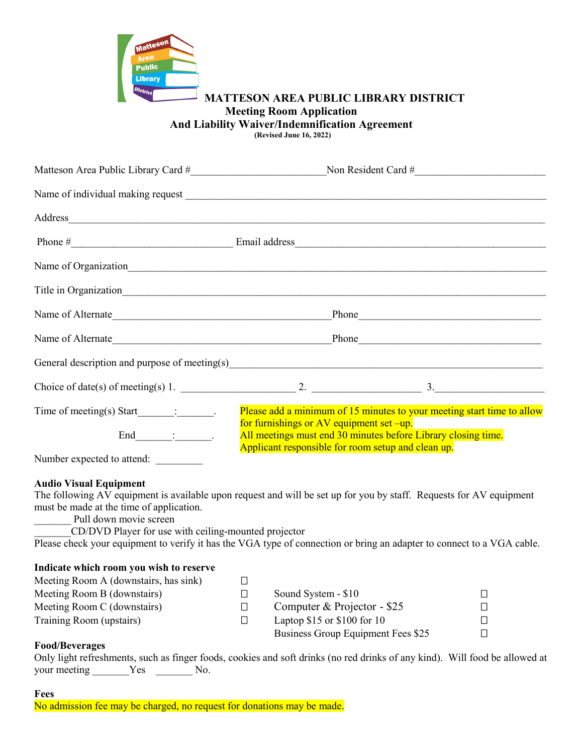# MATTESON AREA PUBLIC LIBRARY DISTRICT

## Meeting Room Application
## And Liability Waiver/Indemnification Agreement

**(Revised June 16, 2022)**

Matteson Area Public Library Card #_________________________Non Resident Card #________________________

Name of individual making request ____________________________________________________________________

Address_______________________________________________________________________________________

Phone #______________________________ Email address_____________________________________________

Name of Organization___________________________________________________________________________

Title in Organization____________________________________________________________________________

Name of Alternate________________________________________Phone__________________________________

Name of Alternate________________________________________Phone__________________________________

General description and purpose of meeting(s)_________________________________________________________

Choice of date(s) of meeting(s) 1. _____________________ 2. ____________________ 3.____________________

Time of meeting(s) Start_______:_______.

End_______:_______.

Please add a minimum of 15 minutes to your meeting start time to allow for furnishings or AV equipment set –up.
All meetings must end 30 minutes before Library closing time.
Applicant responsible for room setup and clean up.

Number expected to attend: _________

**Audio Visual Equipment**

The following AV equipment is available upon request and will be set up for you by staff. Requests for AV equipment must be made at the time of application.

_______ Pull down movie screen
_______CD/DVD Player for use with ceiling-mounted projector

Please check your equipment to verify it has the VGA type of connection or bring an adapter to connect to a VGA cable.

**Indicate which room you wish to reserve**

| | | | |
|---|---|---|---|
| Meeting Room A (downstairs, has sink) | ☐ | | |
| Meeting Room B (downstairs) | ☐ | Sound System - $10 | ☐ |
| Meeting Room C (downstairs) | ☐ | Computer & Projector - $25 | ☐ |
| Training Room (upstairs) | ☐ | Laptop $15 or $100 for 10 | ☐ |
| | | Business Group Equipment Fees $25 | ☐ |

**Food/Beverages**

Only light refreshments, such as finger foods, cookies and soft drinks (no red drinks of any kind). Will food be allowed at your meeting _______Yes _______ No.

**Fees**

No admission fee may be charged, no request for donations may be made.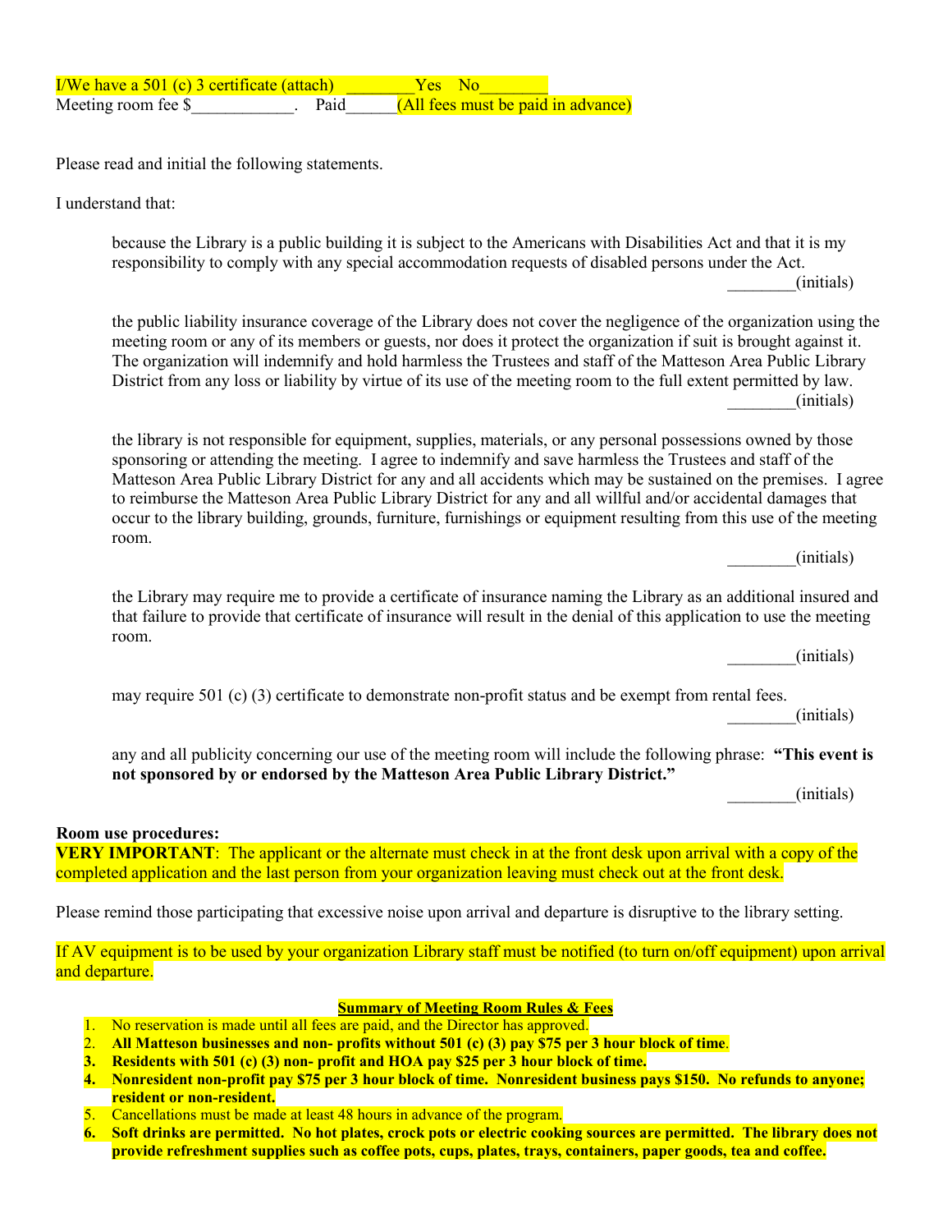I/We have a 501 (c) 3 certificate (attach) ________Yes No________
Meeting room fee $____________. Paid______(All fees must be paid in advance)

Please read and initial the following statements.

I understand that:

because the Library is a public building it is subject to the Americans with Disabilities Act and that it is my responsibility to comply with any special accommodation requests of disabled persons under the Act.
________(initials)

the public liability insurance coverage of the Library does not cover the negligence of the organization using the meeting room or any of its members or guests, nor does it protect the organization if suit is brought against it. The organization will indemnify and hold harmless the Trustees and staff of the Matteson Area Public Library District from any loss or liability by virtue of its use of the meeting room to the full extent permitted by law.
________(initials)

the library is not responsible for equipment, supplies, materials, or any personal possessions owned by those sponsoring or attending the meeting. I agree to indemnify and save harmless the Trustees and staff of the Matteson Area Public Library District for any and all accidents which may be sustained on the premises. I agree to reimburse the Matteson Area Public Library District for any and all willful and/or accidental damages that occur to the library building, grounds, furniture, furnishings or equipment resulting from this use of the meeting room.
________(initials)

the Library may require me to provide a certificate of insurance naming the Library as an additional insured and that failure to provide that certificate of insurance will result in the denial of this application to use the meeting room.
________(initials)

may require 501 (c) (3) certificate to demonstrate non-profit status and be exempt from rental fees.
________(initials)

any and all publicity concerning our use of the meeting room will include the following phrase: **"This event is not sponsored by or endorsed by the Matteson Area Public Library District."**
________(initials)

**Room use procedures:**
**VERY IMPORTANT**: The applicant or the alternate must check in at the front desk upon arrival with a copy of the completed application and the last person from your organization leaving must check out at the front desk.

Please remind those participating that excessive noise upon arrival and departure is disruptive to the library setting.

If AV equipment is to be used by your organization Library staff must be notified (to turn on/off equipment) upon arrival and departure.

**Summary of Meeting Room Rules & Fees**

1. No reservation is made until all fees are paid, and the Director has approved.
2. **All Matteson businesses and non- profits without 501 (c) (3) pay $75 per 3 hour block of time**.
3. **Residents with 501 (c) (3) non- profit and HOA pay $25 per 3 hour block of time.**
4. **Nonresident non-profit pay $75 per 3 hour block of time. Nonresident business pays $150. No refunds to anyone; resident or non-resident.**
5. Cancellations must be made at least 48 hours in advance of the program.
6. **Soft drinks are permitted. No hot plates, crock pots or electric cooking sources are permitted. The library does not provide refreshment supplies such as coffee pots, cups, plates, trays, containers, paper goods, tea and coffee.**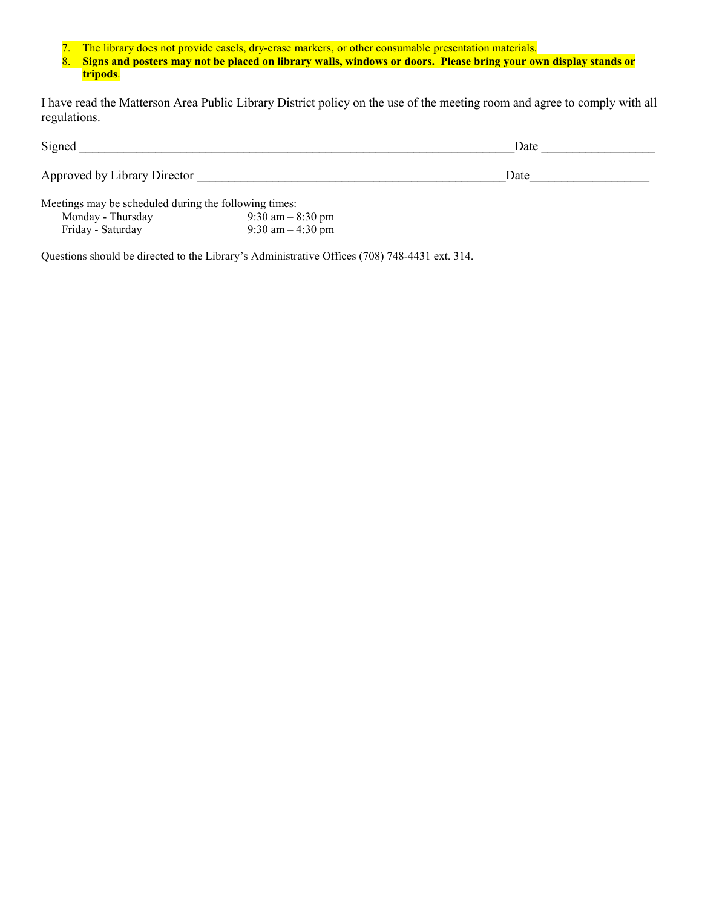7. The library does not provide easels, dry-erase markers, or other consumable presentation materials.
8. **Signs and posters may not be placed on library walls, windows or doors. Please bring your own display stands or tripods**.

I have read the Matterson Area Public Library District policy on the use of the meeting room and agree to comply with all regulations.

Signed ______________________________________________________________________Date _________________

Approved by Library Director ________________________________________________Date__________________

Meetings may be scheduled during the following times:

| | |
|---|---|
| Monday - Thursday | 9:30 am – 8:30 pm |
| Friday - Saturday | 9:30 am – 4:30 pm |

Questions should be directed to the Library's Administrative Offices (708) 748-4431 ext. 314.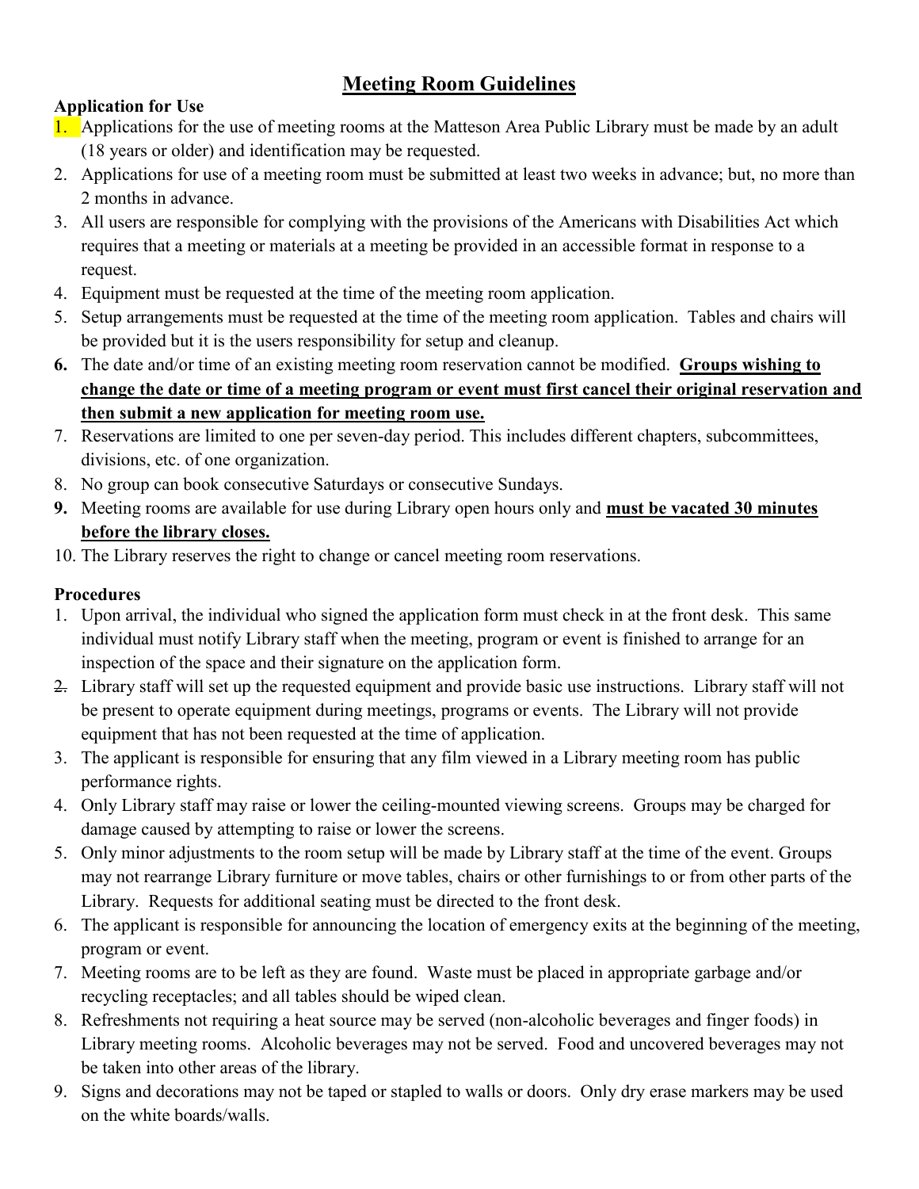# Meeting Room Guidelines

**Application for Use**

1. Applications for the use of meeting rooms at the Matteson Area Public Library must be made by an adult (18 years or older) and identification may be requested.
2. Applications for use of a meeting room must be submitted at least two weeks in advance; but, no more than 2 months in advance.
3. All users are responsible for complying with the provisions of the Americans with Disabilities Act which requires that a meeting or materials at a meeting be provided in an accessible format in response to a request.
4. Equipment must be requested at the time of the meeting room application.
5. Setup arrangements must be requested at the time of the meeting room application. Tables and chairs will be provided but it is the users responsibility for setup and cleanup.
6. The date and/or time of an existing meeting room reservation cannot be modified. **Groups wishing to change the date or time of a meeting program or event must first cancel their original reservation and then submit a new application for meeting room use.**
7. Reservations are limited to one per seven-day period. This includes different chapters, subcommittees, divisions, etc. of one organization.
8. No group can book consecutive Saturdays or consecutive Sundays.
9. Meeting rooms are available for use during Library open hours only and **must be vacated 30 minutes before the library closes.**
10. The Library reserves the right to change or cancel meeting room reservations.

**Procedures**

1. Upon arrival, the individual who signed the application form must check in at the front desk. This same individual must notify Library staff when the meeting, program or event is finished to arrange for an inspection of the space and their signature on the application form.
2. Library staff will set up the requested equipment and provide basic use instructions. Library staff will not be present to operate equipment during meetings, programs or events. The Library will not provide equipment that has not been requested at the time of application.
3. The applicant is responsible for ensuring that any film viewed in a Library meeting room has public performance rights.
4. Only Library staff may raise or lower the ceiling-mounted viewing screens. Groups may be charged for damage caused by attempting to raise or lower the screens.
5. Only minor adjustments to the room setup will be made by Library staff at the time of the event. Groups may not rearrange Library furniture or move tables, chairs or other furnishings to or from other parts of the Library. Requests for additional seating must be directed to the front desk.
6. The applicant is responsible for announcing the location of emergency exits at the beginning of the meeting, program or event.
7. Meeting rooms are to be left as they are found. Waste must be placed in appropriate garbage and/or recycling receptacles; and all tables should be wiped clean.
8. Refreshments not requiring a heat source may be served (non-alcoholic beverages and finger foods) in Library meeting rooms. Alcoholic beverages may not be served. Food and uncovered beverages may not be taken into other areas of the library.
9. Signs and decorations may not be taped or stapled to walls or doors. Only dry erase markers may be used on the white boards/walls.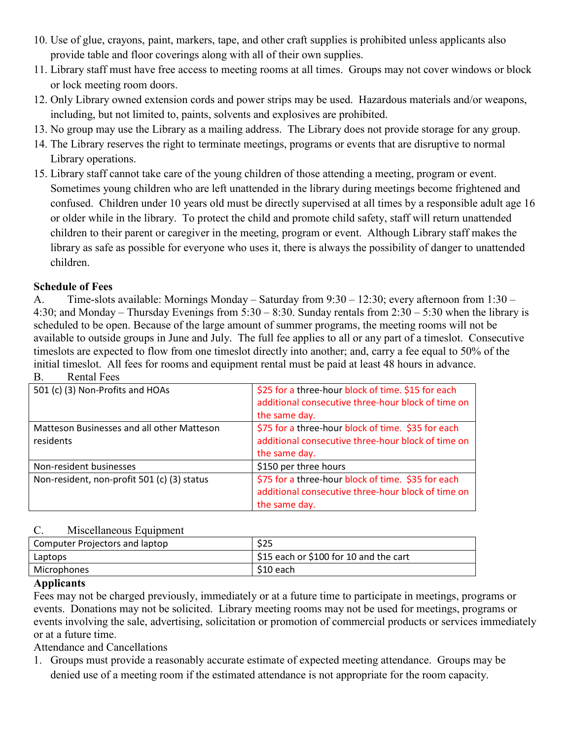10. Use of glue, crayons, paint, markers, tape, and other craft supplies is prohibited unless applicants also provide table and floor coverings along with all of their own supplies.
11. Library staff must have free access to meeting rooms at all times. Groups may not cover windows or block or lock meeting room doors.
12. Only Library owned extension cords and power strips may be used. Hazardous materials and/or weapons, including, but not limited to, paints, solvents and explosives are prohibited.
13. No group may use the Library as a mailing address. The Library does not provide storage for any group.
14. The Library reserves the right to terminate meetings, programs or events that are disruptive to normal Library operations.
15. Library staff cannot take care of the young children of those attending a meeting, program or event. Sometimes young children who are left unattended in the library during meetings become frightened and confused. Children under 10 years old must be directly supervised at all times by a responsible adult age 16 or older while in the library. To protect the child and promote child safety, staff will return unattended children to their parent or caregiver in the meeting, program or event. Although Library staff makes the library as safe as possible for everyone who uses it, there is always the possibility of danger to unattended children.

**Schedule of Fees**

A. Time-slots available: Mornings Monday – Saturday from 9:30 – 12:30; every afternoon from 1:30 – 4:30; and Monday – Thursday Evenings from 5:30 – 8:30. Sunday rentals from 2:30 – 5:30 when the library is scheduled to be open. Because of the large amount of summer programs, the meeting rooms will not be available to outside groups in June and July. The full fee applies to all or any part of a timeslot. Consecutive timeslots are expected to flow from one timeslot directly into another; and, carry a fee equal to 50% of the initial timeslot. All fees for rooms and equipment rental must be paid at least 48 hours in advance.

B. Rental Fees

| | |
|---|---|
| 501 (c) (3) Non-Profits and HOAs | $25 for a three-hour block of time. $15 for each additional consecutive three-hour block of time on the same day. |
| Matteson Businesses and all other Matteson residents | $75 for a three-hour block of time. $35 for each additional consecutive three-hour block of time on the same day. |
| Non-resident businesses | $150 per three hours |
| Non-resident, non-profit 501 (c) (3) status | $75 for a three-hour block of time. $35 for each additional consecutive three-hour block of time on the same day. |

C. Miscellaneous Equipment

| | |
|---|---|
| Computer Projectors and laptop | $25 |
| Laptops | $15 each or $100 for 10 and the cart |
| Microphones | $10 each |

**Applicants**

Fees may not be charged previously, immediately or at a future time to participate in meetings, programs or events. Donations may not be solicited. Library meeting rooms may not be used for meetings, programs or events involving the sale, advertising, solicitation or promotion of commercial products or services immediately or at a future time.

Attendance and Cancellations

1. Groups must provide a reasonably accurate estimate of expected meeting attendance. Groups may be denied use of a meeting room if the estimated attendance is not appropriate for the room capacity.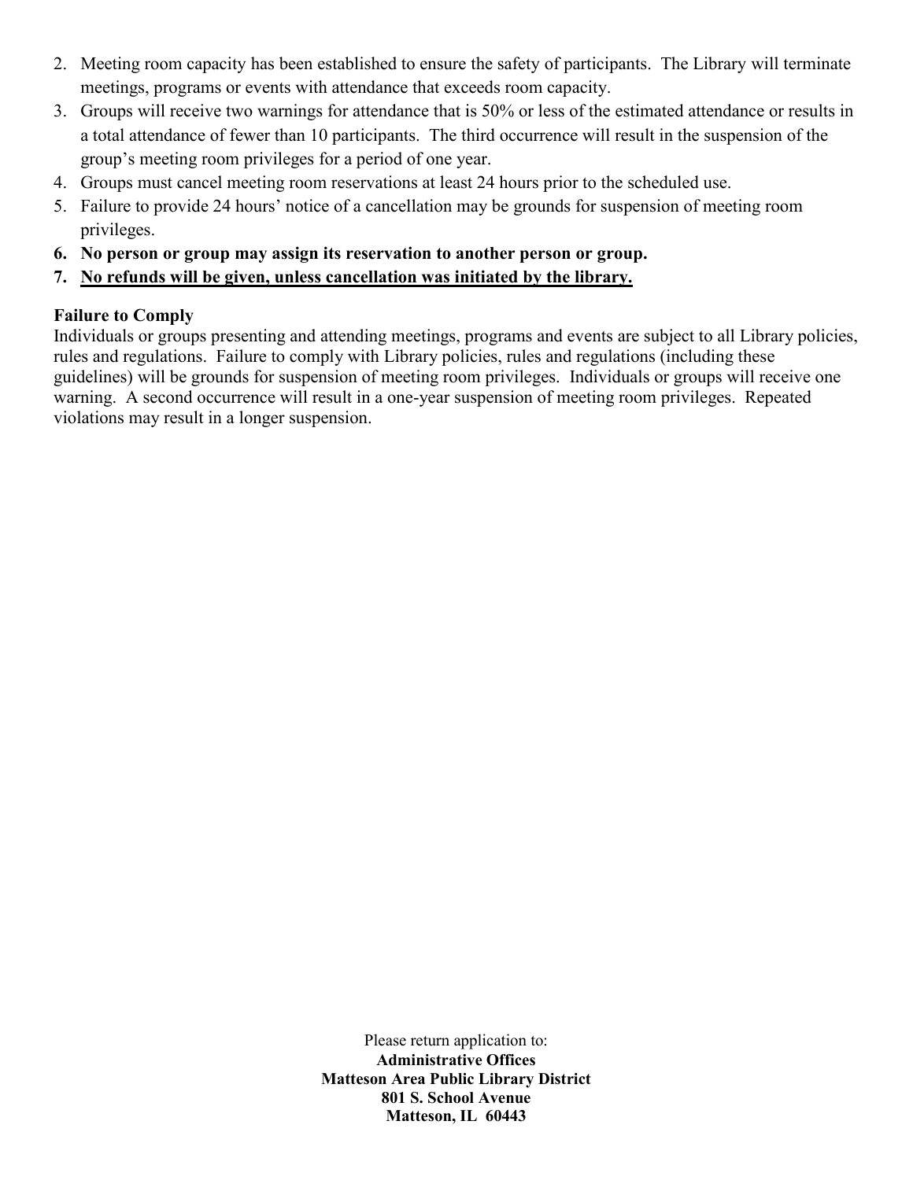2. Meeting room capacity has been established to ensure the safety of participants. The Library will terminate meetings, programs or events with attendance that exceeds room capacity.
3. Groups will receive two warnings for attendance that is 50% or less of the estimated attendance or results in a total attendance of fewer than 10 participants. The third occurrence will result in the suspension of the group's meeting room privileges for a period of one year.
4. Groups must cancel meeting room reservations at least 24 hours prior to the scheduled use.
5. Failure to provide 24 hours' notice of a cancellation may be grounds for suspension of meeting room privileges.
6. **No person or group may assign its reservation to another person or group.**
7. **<u>No refunds will be given, unless cancellation was initiated by the library.</u>**

**Failure to Comply**

Individuals or groups presenting and attending meetings, programs and events are subject to all Library policies, rules and regulations. Failure to comply with Library policies, rules and regulations (including these guidelines) will be grounds for suspension of meeting room privileges. Individuals or groups will receive one warning. A second occurrence will result in a one-year suspension of meeting room privileges. Repeated violations may result in a longer suspension.

Please return application to:
**Administrative Offices**
**Matteson Area Public Library District**
**801 S. School Avenue**
**Matteson, IL 60443**